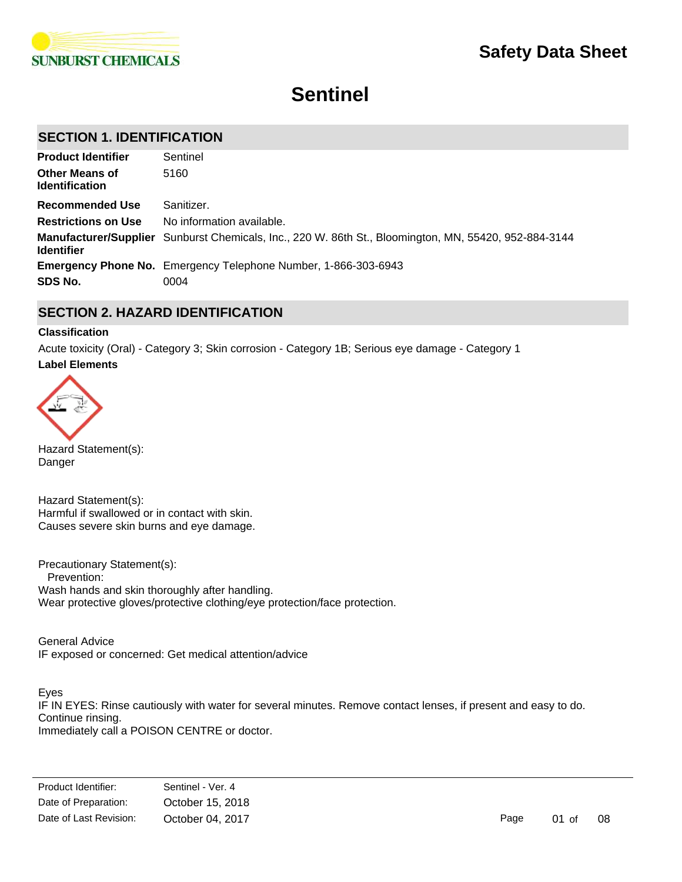# Safety Data Sheet

# Sentinel

## SECTION 1. IDENTIFICATION

| | |
|---|---|
| **Product Identifier** | Sentinel |
| **Other Means of Identification** | 5160 |
| **Recommended Use** | Sanitizer. |
| **Restrictions on Use** | No information available. |
| **Manufacturer/Supplier Identifier** | Sunburst Chemicals, Inc., 220 W. 86th St., Bloomington, MN, 55420, 952-884-3144 |
| **Emergency Phone No.** | Emergency Telephone Number, 1-866-303-6943 |
| **SDS No.** | 0004 |

## SECTION 2. HAZARD IDENTIFICATION

**Classification**

Acute toxicity (Oral) - Category 3; Skin corrosion - Category 1B; Serious eye damage - Category 1

**Label Elements**

Hazard Statement(s):
Danger

Hazard Statement(s):
Harmful if swallowed or in contact with skin.
Causes severe skin burns and eye damage.

Precautionary Statement(s):
Prevention:
Wash hands and skin thoroughly after handling.
Wear protective gloves/protective clothing/eye protection/face protection.

General Advice
IF exposed or concerned: Get medical attention/advice

Eyes
IF IN EYES: Rinse cautiously with water for several minutes. Remove contact lenses, if present and easy to do. Continue rinsing.
Immediately call a POISON CENTRE or doctor.

Product Identifier: Sentinel - Ver. 4
Date of Preparation: October 15, 2018
Date of Last Revision: October 04, 2017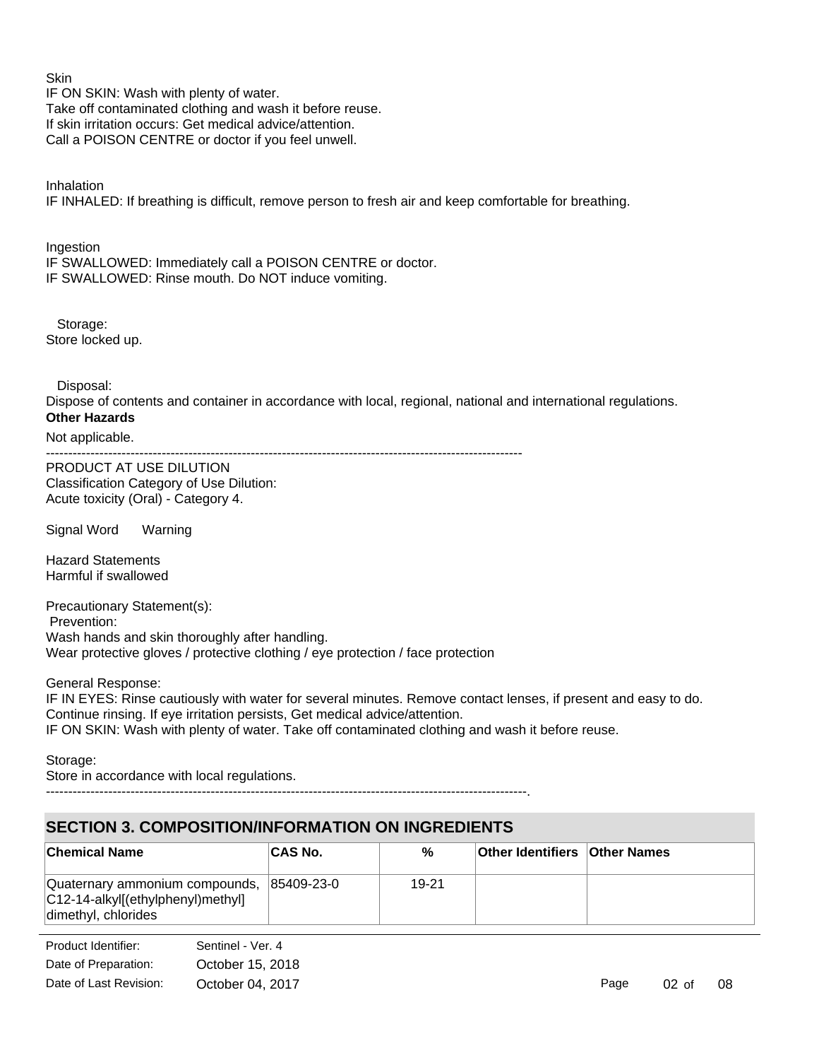Skin
IF ON SKIN: Wash with plenty of water.
Take off contaminated clothing and wash it before reuse.
If skin irritation occurs: Get medical advice/attention.
Call a POISON CENTRE or doctor if you feel unwell.

Inhalation
IF INHALED: If breathing is difficult, remove person to fresh air and keep comfortable for breathing.

Ingestion
IF SWALLOWED: Immediately call a POISON CENTRE or doctor.
IF SWALLOWED: Rinse mouth. Do NOT induce vomiting.

Storage:
Store locked up.

Disposal:
Dispose of contents and container in accordance with local, regional, national and international regulations.

**Other Hazards**

Not applicable.

---

PRODUCT AT USE DILUTION
Classification Category of Use Dilution:
Acute toxicity (Oral) - Category 4.

Signal Word Warning

Hazard Statements
Harmful if swallowed

Precautionary Statement(s):
Prevention:
Wash hands and skin thoroughly after handling.
Wear protective gloves / protective clothing / eye protection / face protection

General Response:
IF IN EYES: Rinse cautiously with water for several minutes. Remove contact lenses, if present and easy to do. Continue rinsing. If eye irritation persists, Get medical advice/attention.
IF ON SKIN: Wash with plenty of water. Take off contaminated clothing and wash it before reuse.

Storage:
Store in accordance with local regulations.

---

## SECTION 3. COMPOSITION/INFORMATION ON INGREDIENTS

| Chemical Name | CAS No. | % | Other Identifiers | Other Names |
|---|---|---|---|---|
| Quaternary ammonium compounds, C12-14-alkyl[(ethylphenyl)methyl] dimethyl, chlorides | 85409-23-0 | 19-21 | | |

Product Identifier: Sentinel - Ver. 4
Date of Preparation: October 15, 2018
Date of Last Revision: October 04, 2017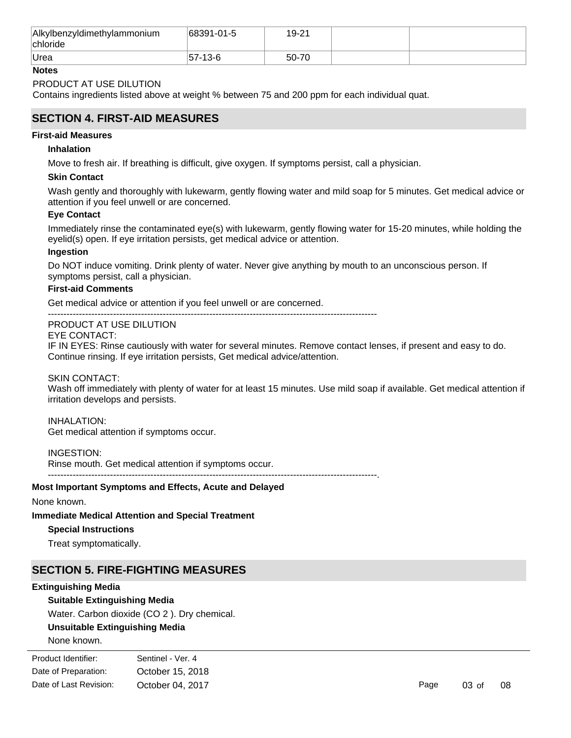| Alkylbenzyldimethylammonium chloride | 68391-01-5 | 19-21 | | |
| --- | --- | --- | --- | --- |
| Urea | 57-13-6 | 50-70 | | |

**Notes**

PRODUCT AT USE DILUTION
Contains ingredients listed above at weight % between 75 and 200 ppm for each individual quat.

## SECTION 4. FIRST-AID MEASURES

**First-aid Measures**

**Inhalation**

Move to fresh air. If breathing is difficult, give oxygen. If symptoms persist, call a physician.

**Skin Contact**

Wash gently and thoroughly with lukewarm, gently flowing water and mild soap for 5 minutes. Get medical advice or attention if you feel unwell or are concerned.

**Eye Contact**

Immediately rinse the contaminated eye(s) with lukewarm, gently flowing water for 15-20 minutes, while holding the eyelid(s) open. If eye irritation persists, get medical advice or attention.

**Ingestion**

Do NOT induce vomiting. Drink plenty of water. Never give anything by mouth to an unconscious person. If symptoms persist, call a physician.

**First-aid Comments**

Get medical advice or attention if you feel unwell or are concerned.

----------------------------------------------------------------------------------------------------------

PRODUCT AT USE DILUTION
EYE CONTACT:
IF IN EYES: Rinse cautiously with water for several minutes. Remove contact lenses, if present and easy to do. Continue rinsing. If eye irritation persists, Get medical advice/attention.

SKIN CONTACT:
Wash off immediately with plenty of water for at least 15 minutes. Use mild soap if available. Get medical attention if irritation develops and persists.

INHALATION:
Get medical attention if symptoms occur.

INGESTION:
Rinse mouth. Get medical attention if symptoms occur.
----------------------------------------------------------------------------------------------------------.

**Most Important Symptoms and Effects, Acute and Delayed**

None known.

**Immediate Medical Attention and Special Treatment**

**Special Instructions**

Treat symptomatically.

## SECTION 5. FIRE-FIGHTING MEASURES

**Extinguishing Media**

**Suitable Extinguishing Media**

Water. Carbon dioxide ($CO_2$). Dry chemical.

**Unsuitable Extinguishing Media**

None known.

| Product Identifier: | Sentinel - Ver. 4 |
| --- | --- |
| Date of Preparation: | October 15, 2018 |
| Date of Last Revision: | October 04, 2017 |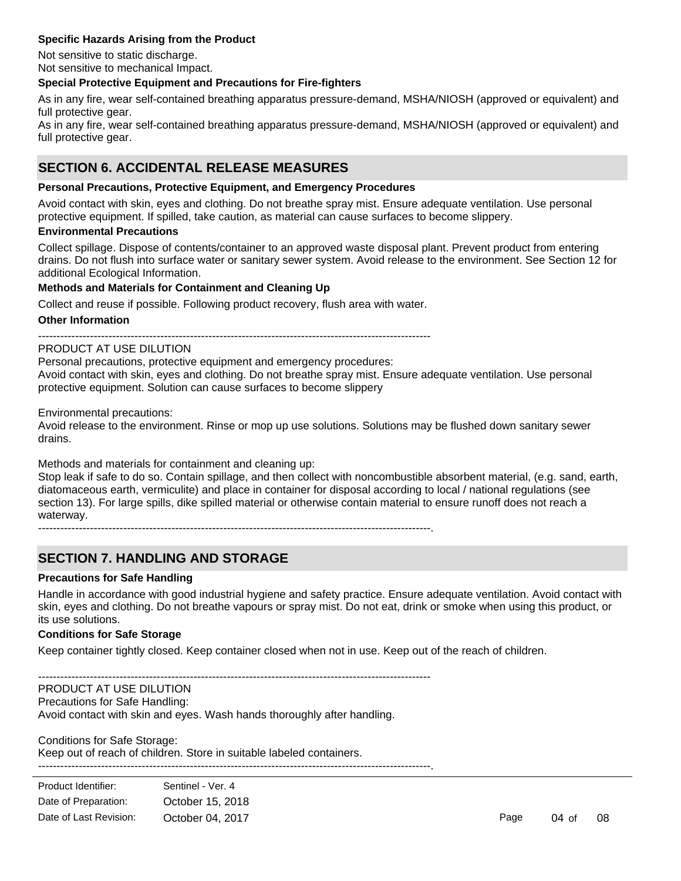**Specific Hazards Arising from the Product**

Not sensitive to static discharge.
Not sensitive to mechanical Impact.

**Special Protective Equipment and Precautions for Fire-fighters**

As in any fire, wear self-contained breathing apparatus pressure-demand, MSHA/NIOSH (approved or equivalent) and full protective gear.
As in any fire, wear self-contained breathing apparatus pressure-demand, MSHA/NIOSH (approved or equivalent) and full protective gear.

## SECTION 6. ACCIDENTAL RELEASE MEASURES

**Personal Precautions, Protective Equipment, and Emergency Procedures**

Avoid contact with skin, eyes and clothing. Do not breathe spray mist. Ensure adequate ventilation. Use personal protective equipment. If spilled, take caution, as material can cause surfaces to become slippery.

**Environmental Precautions**

Collect spillage. Dispose of contents/container to an approved waste disposal plant. Prevent product from entering drains. Do not flush into surface water or sanitary sewer system. Avoid release to the environment. See Section 12 for additional Ecological Information.

**Methods and Materials for Containment and Cleaning Up**

Collect and reuse if possible. Following product recovery, flush area with water.

**Other Information**

----------------------------------------------------------------------------------------------------------

PRODUCT AT USE DILUTION
Personal precautions, protective equipment and emergency procedures:
Avoid contact with skin, eyes and clothing. Do not breathe spray mist. Ensure adequate ventilation. Use personal protective equipment. Solution can cause surfaces to become slippery

Environmental precautions:
Avoid release to the environment. Rinse or mop up use solutions. Solutions may be flushed down sanitary sewer drains.

Methods and materials for containment and cleaning up:
Stop leak if safe to do so. Contain spillage, and then collect with noncombustible absorbent material, (e.g. sand, earth, diatomaceous earth, vermiculite) and place in container for disposal according to local / national regulations (see section 13). For large spills, dike spilled material or otherwise contain material to ensure runoff does not reach a waterway.
----------------------------------------------------------------------------------------------------------.

## SECTION 7. HANDLING AND STORAGE

**Precautions for Safe Handling**

Handle in accordance with good industrial hygiene and safety practice. Ensure adequate ventilation. Avoid contact with skin, eyes and clothing. Do not breathe vapours or spray mist. Do not eat, drink or smoke when using this product, or its use solutions.

**Conditions for Safe Storage**

Keep container tightly closed. Keep container closed when not in use. Keep out of the reach of children.

----------------------------------------------------------------------------------------------------------

PRODUCT AT USE DILUTION
Precautions for Safe Handling:
Avoid contact with skin and eyes. Wash hands thoroughly after handling.

Conditions for Safe Storage:
Keep out of reach of children. Store in suitable labeled containers.
----------------------------------------------------------------------------------------------------------.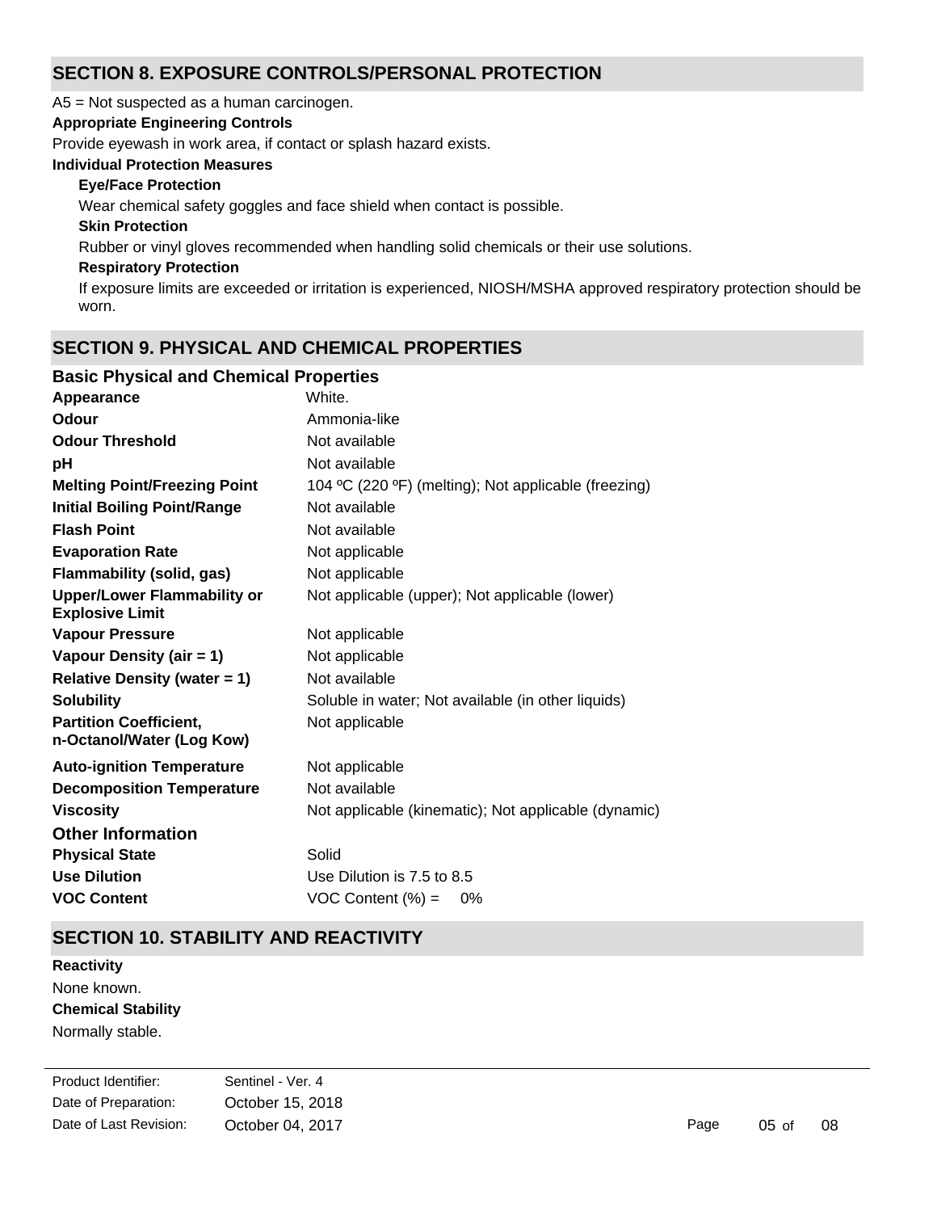## SECTION 8. EXPOSURE CONTROLS/PERSONAL PROTECTION

A5 = Not suspected as a human carcinogen.

**Appropriate Engineering Controls**

Provide eyewash in work area, if contact or splash hazard exists.

**Individual Protection Measures**

**Eye/Face Protection**

Wear chemical safety goggles and face shield when contact is possible.

**Skin Protection**

Rubber or vinyl gloves recommended when handling solid chemicals or their use solutions.

**Respiratory Protection**

If exposure limits are exceeded or irritation is experienced, NIOSH/MSHA approved respiratory protection should be worn.

## SECTION 9. PHYSICAL AND CHEMICAL PROPERTIES

### Basic Physical and Chemical Properties

| | |
|---|---|
| **Appearance** | White. |
| **Odour** | Ammonia-like |
| **Odour Threshold** | Not available |
| **pH** | Not available |
| **Melting Point/Freezing Point** | 104 ºC (220 ºF) (melting); Not applicable (freezing) |
| **Initial Boiling Point/Range** | Not available |
| **Flash Point** | Not available |
| **Evaporation Rate** | Not applicable |
| **Flammability (solid, gas)** | Not applicable |
| **Upper/Lower Flammability or Explosive Limit** | Not applicable (upper); Not applicable (lower) |
| **Vapour Pressure** | Not applicable |
| **Vapour Density (air = 1)** | Not applicable |
| **Relative Density (water = 1)** | Not available |
| **Solubility** | Soluble in water; Not available (in other liquids) |
| **Partition Coefficient, n-Octanol/Water (Log Kow)** | Not applicable |
| **Auto-ignition Temperature** | Not applicable |
| **Decomposition Temperature** | Not available |
| **Viscosity** | Not applicable (kinematic); Not applicable (dynamic) |

### Other Information

| | |
|---|---|
| **Physical State** | Solid |
| **Use Dilution** | Use Dilution is 7.5 to 8.5 |
| **VOC Content** | VOC Content (%) = 0% |

## SECTION 10. STABILITY AND REACTIVITY

**Reactivity**

None known.

**Chemical Stability**

Normally stable.

Product Identifier: Sentinel - Ver. 4
Date of Preparation: October 15, 2018
Date of Last Revision: October 04, 2017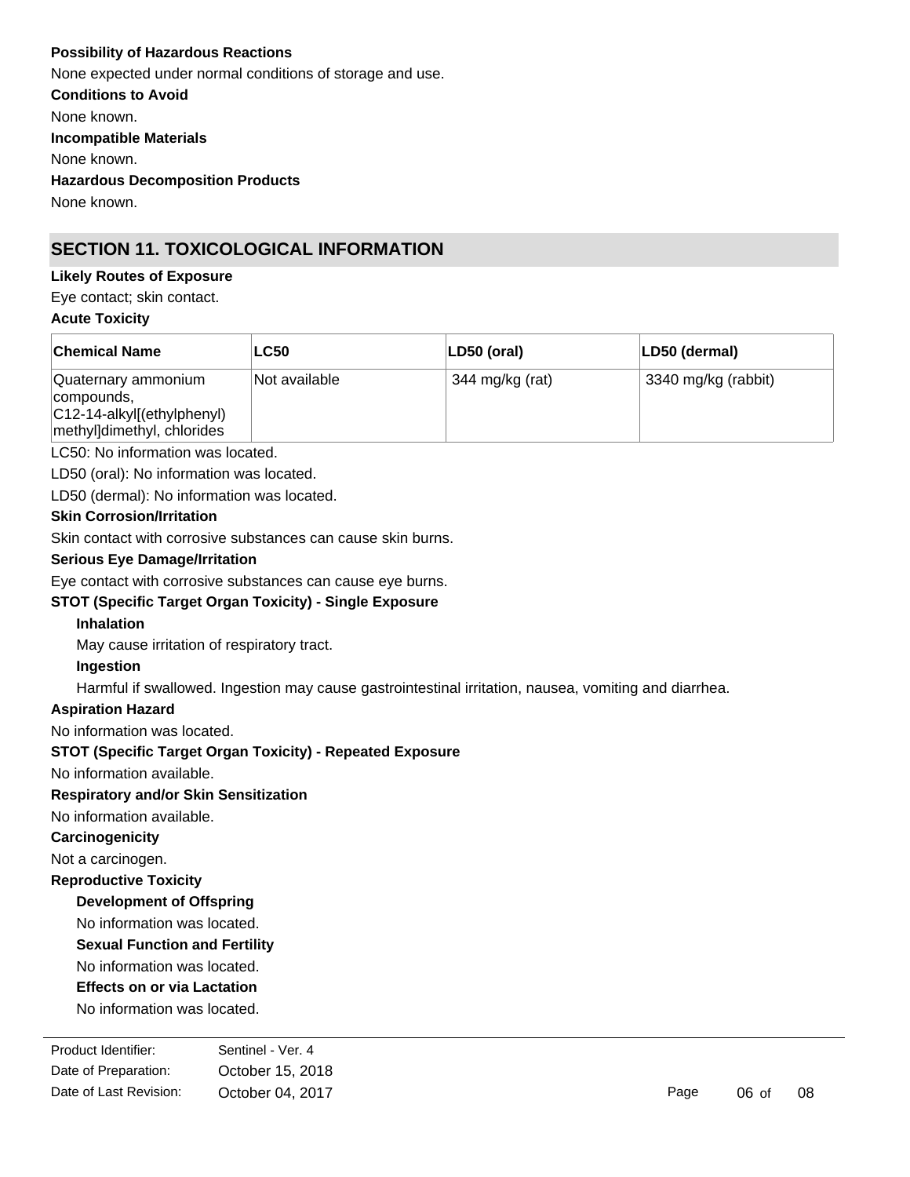**Possibility of Hazardous Reactions**

None expected under normal conditions of storage and use.

**Conditions to Avoid**

None known.

**Incompatible Materials**

None known.

**Hazardous Decomposition Products**

None known.

## SECTION 11. TOXICOLOGICAL INFORMATION

**Likely Routes of Exposure**

Eye contact; skin contact.

**Acute Toxicity**

| Chemical Name | LC50 | LD50 (oral) | LD50 (dermal) |
| --- | --- | --- | --- |
| Quaternary ammonium compounds, C12-14-alkyl[(ethylphenyl) methyl]dimethyl, chlorides | Not available | 344 mg/kg (rat) | 3340 mg/kg (rabbit) |

LC50: No information was located.

LD50 (oral): No information was located.

LD50 (dermal): No information was located.

**Skin Corrosion/Irritation**

Skin contact with corrosive substances can cause skin burns.

**Serious Eye Damage/Irritation**

Eye contact with corrosive substances can cause eye burns.

**STOT (Specific Target Organ Toxicity) - Single Exposure**

**Inhalation**

May cause irritation of respiratory tract.

**Ingestion**

Harmful if swallowed. Ingestion may cause gastrointestinal irritation, nausea, vomiting and diarrhea.

**Aspiration Hazard**

No information was located.

**STOT (Specific Target Organ Toxicity) - Repeated Exposure**

No information available.

**Respiratory and/or Skin Sensitization**

No information available.

**Carcinogenicity**

Not a carcinogen.

**Reproductive Toxicity**

**Development of Offspring**

No information was located.

**Sexual Function and Fertility**

No information was located.

**Effects on or via Lactation**

No information was located.

| | |
| --- | --- |
| Product Identifier: | Sentinel - Ver. 4 |
| Date of Preparation: | October 15, 2018 |
| Date of Last Revision: | October 04, 2017 |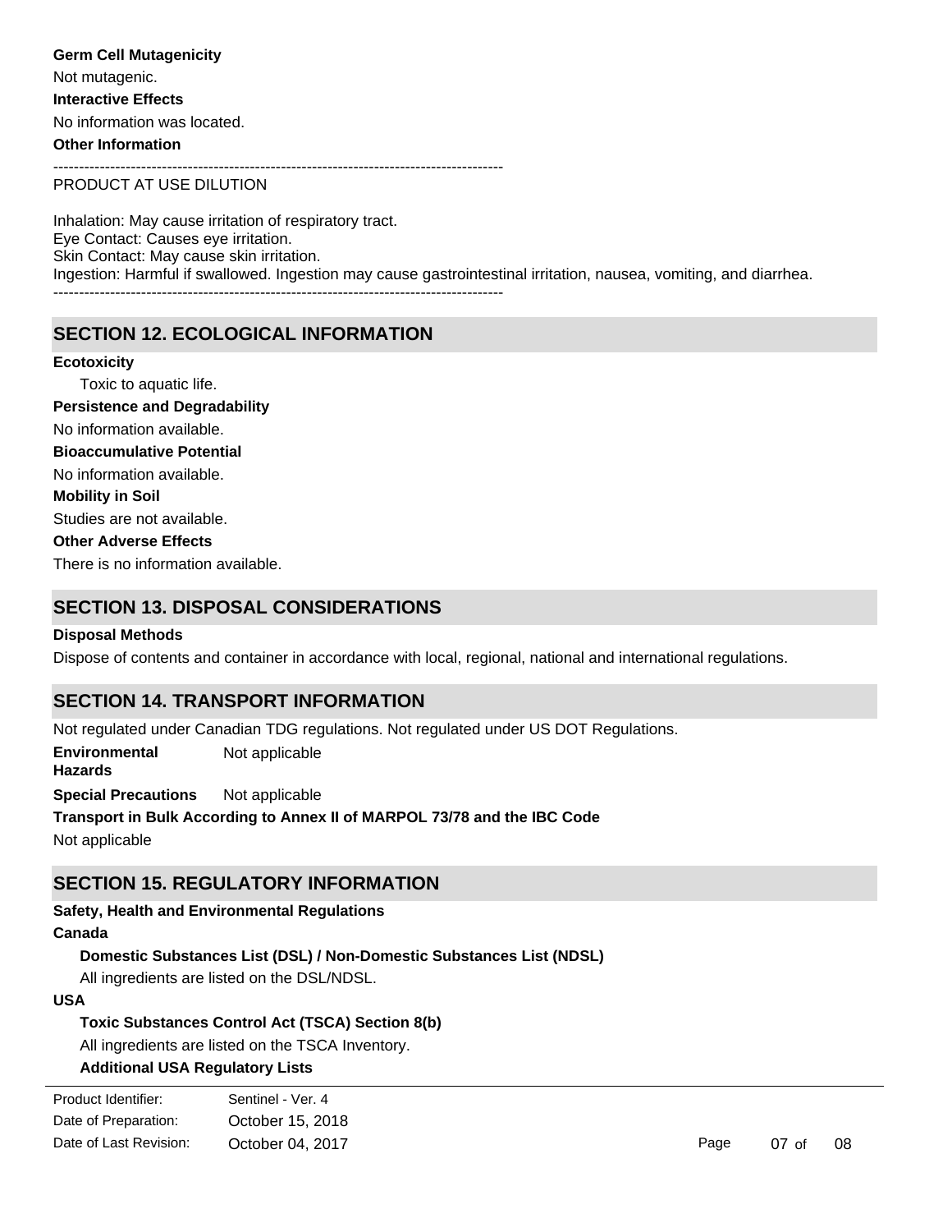**Germ Cell Mutagenicity**

Not mutagenic.

**Interactive Effects**

No information was located.

**Other Information**

--------------------------------------------------------------------------------------

PRODUCT AT USE DILUTION

Inhalation: May cause irritation of respiratory tract.
Eye Contact: Causes eye irritation.
Skin Contact: May cause skin irritation.
Ingestion: Harmful if swallowed. Ingestion may cause gastrointestinal irritation, nausea, vomiting, and diarrhea.

--------------------------------------------------------------------------------------

## SECTION 12. ECOLOGICAL INFORMATION

**Ecotoxicity**

Toxic to aquatic life.

**Persistence and Degradability**

No information available.

**Bioaccumulative Potential**

No information available.

**Mobility in Soil**

Studies are not available.

**Other Adverse Effects**

There is no information available.

## SECTION 13. DISPOSAL CONSIDERATIONS

**Disposal Methods**

Dispose of contents and container in accordance with local, regional, national and international regulations.

## SECTION 14. TRANSPORT INFORMATION

Not regulated under Canadian TDG regulations. Not regulated under US DOT Regulations.

**Environmental Hazards** Not applicable

**Special Precautions** Not applicable

**Transport in Bulk According to Annex II of MARPOL 73/78 and the IBC Code**

Not applicable

## SECTION 15. REGULATORY INFORMATION

**Safety, Health and Environmental Regulations**

**Canada**

**Domestic Substances List (DSL) / Non-Domestic Substances List (NDSL)**

All ingredients are listed on the DSL/NDSL.

**USA**

**Toxic Substances Control Act (TSCA) Section 8(b)**

All ingredients are listed on the TSCA Inventory.

**Additional USA Regulatory Lists**

| | |
|---|---|
| Product Identifier: | Sentinel - Ver. 4 |
| Date of Preparation: | October 15, 2018 |
| Date of Last Revision: | October 04, 2017 |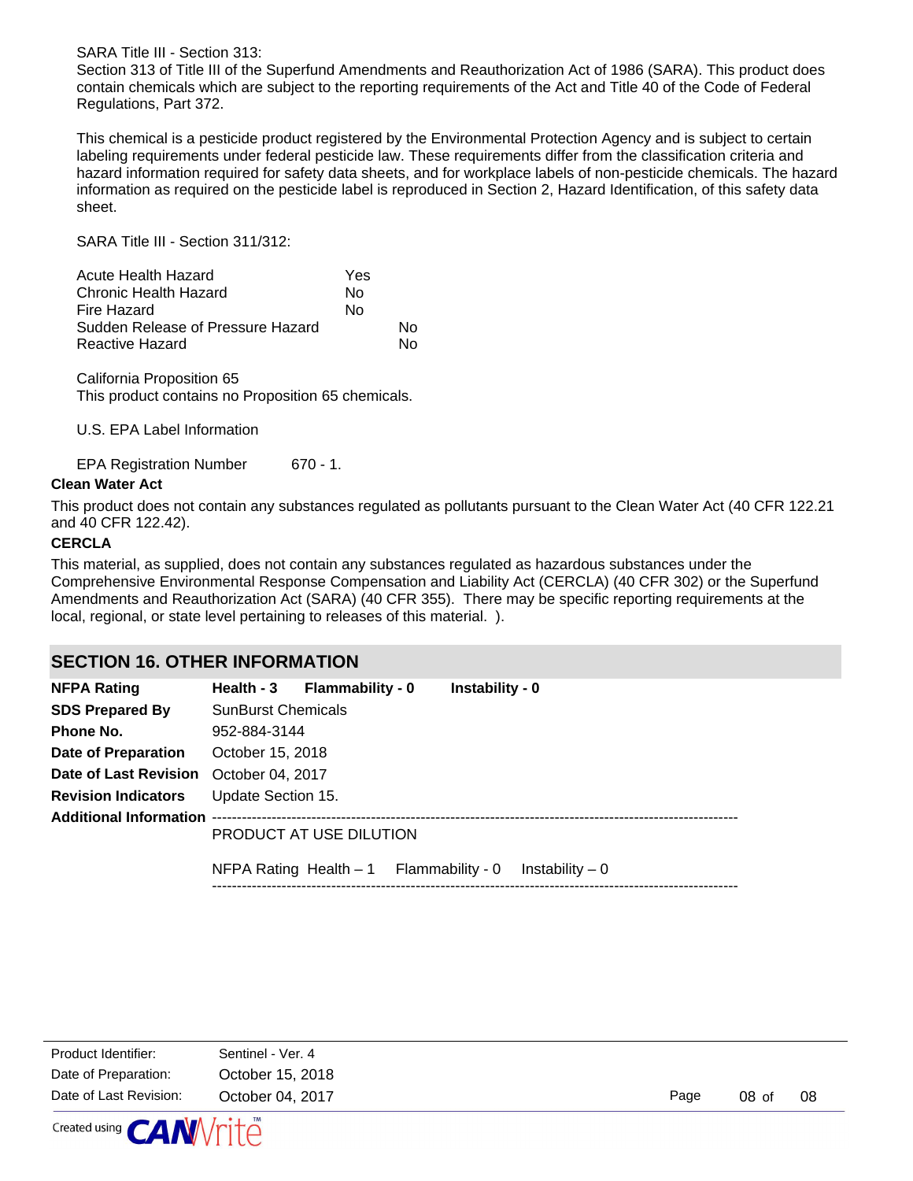SARA Title III - Section 313:
Section 313 of Title III of the Superfund Amendments and Reauthorization Act of 1986 (SARA). This product does contain chemicals which are subject to the reporting requirements of the Act and Title 40 of the Code of Federal Regulations, Part 372.

This chemical is a pesticide product registered by the Environmental Protection Agency and is subject to certain labeling requirements under federal pesticide law. These requirements differ from the classification criteria and hazard information required for safety data sheets, and for workplace labels of non-pesticide chemicals. The hazard information as required on the pesticide label is reproduced in Section 2, Hazard Identification, of this safety data sheet.

SARA Title III - Section 311/312:

| | |
|---|---|
| Acute Health Hazard | Yes |
| Chronic Health Hazard | No |
| Fire Hazard | No |
| Sudden Release of Pressure Hazard | No |
| Reactive Hazard | No |

California Proposition 65
This product contains no Proposition 65 chemicals.

U.S. EPA Label Information

EPA Registration Number 670 - 1.

**Clean Water Act**

This product does not contain any substances regulated as pollutants pursuant to the Clean Water Act (40 CFR 122.21 and 40 CFR 122.42).

**CERCLA**

This material, as supplied, does not contain any substances regulated as hazardous substances under the Comprehensive Environmental Response Compensation and Liability Act (CERCLA) (40 CFR 302) or the Superfund Amendments and Reauthorization Act (SARA) (40 CFR 355). There may be specific reporting requirements at the local, regional, or state level pertaining to releases of this material. ).

## SECTION 16. OTHER INFORMATION

| | |
|---|---|
| **NFPA Rating** | **Health - 3 Flammability - 0 Instability - 0** |
| **SDS Prepared By** | SunBurst Chemicals |
| **Phone No.** | 952-884-3144 |
| **Date of Preparation** | October 15, 2018 |
| **Date of Last Revision** | October 04, 2017 |
| **Revision Indicators** | Update Section 15. |
| **Additional Information** | PRODUCT AT USE DILUTION<br>NFPA Rating Health – 1 Flammability - 0 Instability – 0 |

Product Identifier: Sentinel - Ver. 4
Date of Preparation: October 15, 2018
Date of Last Revision: October 04, 2017

Created using CANWrite™